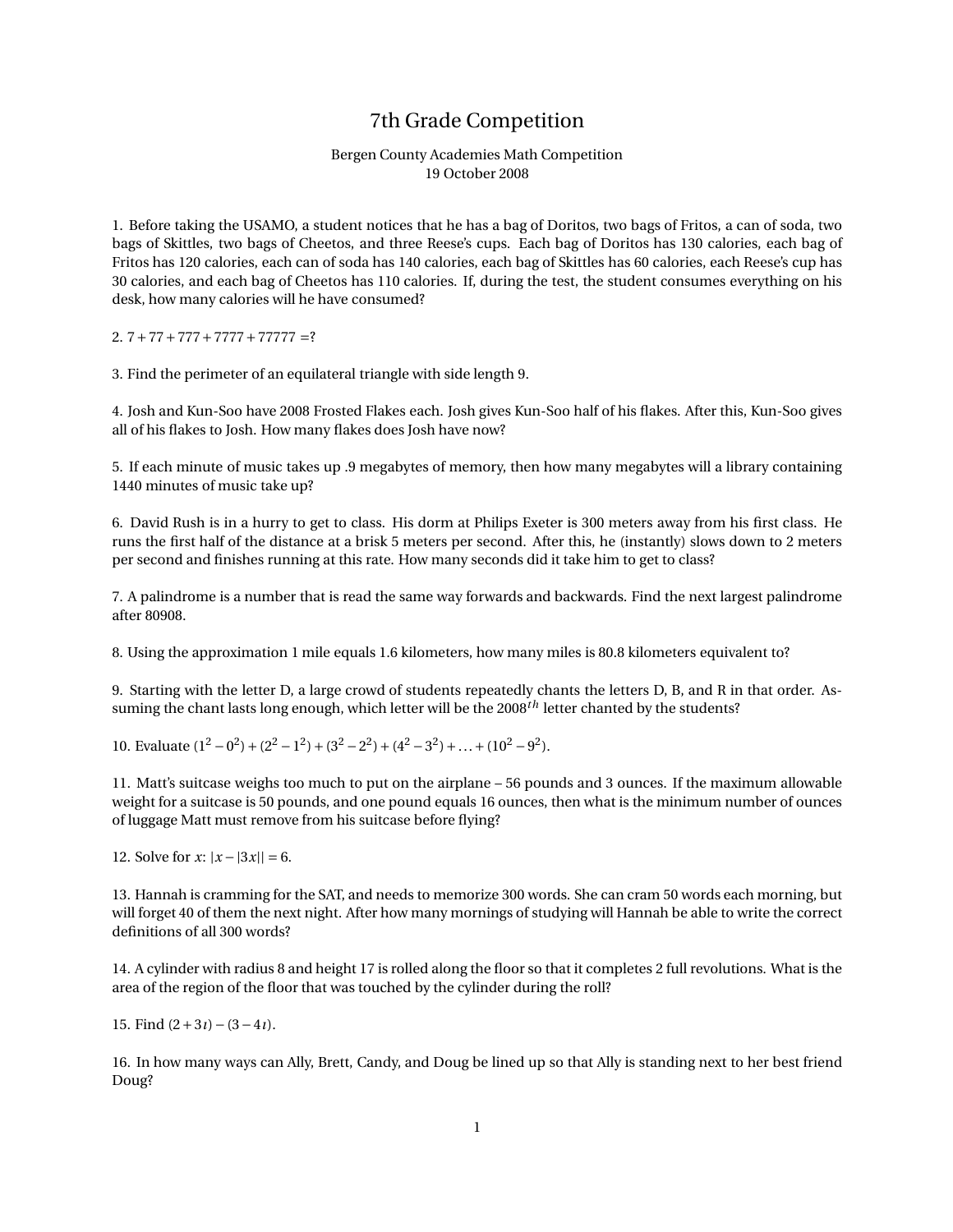# 7th Grade Competition

Bergen County Academies Math Competition
19 October 2008

1. Before taking the USAMO, a student notices that he has a bag of Doritos, two bags of Fritos, a can of soda, two bags of Skittles, two bags of Cheetos, and three Reese's cups. Each bag of Doritos has 130 calories, each bag of Fritos has 120 calories, each can of soda has 140 calories, each bag of Skittles has 60 calories, each Reese's cup has 30 calories, and each bag of Cheetos has 110 calories. If, during the test, the student consumes everything on his desk, how many calories will he have consumed?

2. $7+77+777+7777+77777=?$

3. Find the perimeter of an equilateral triangle with side length 9.

4. Josh and Kun-Soo have 2008 Frosted Flakes each. Josh gives Kun-Soo half of his flakes. After this, Kun-Soo gives all of his flakes to Josh. How many flakes does Josh have now?

5. If each minute of music takes up .9 megabytes of memory, then how many megabytes will a library containing 1440 minutes of music take up?

6. David Rush is in a hurry to get to class. His dorm at Philips Exeter is 300 meters away from his first class. He runs the first half of the distance at a brisk 5 meters per second. After this, he (instantly) slows down to 2 meters per second and finishes running at this rate. How many seconds did it take him to get to class?

7. A palindrome is a number that is read the same way forwards and backwards. Find the next largest palindrome after 80908.

8. Using the approximation 1 mile equals 1.6 kilometers, how many miles is 80.8 kilometers equivalent to?

9. Starting with the letter D, a large crowd of students repeatedly chants the letters D, B, and R in that order. Assuming the chant lasts long enough, which letter will be the $2008^{th}$ letter chanted by the students?

10. Evaluate $(1^2-0^2)+(2^2-1^2)+(3^2-2^2)+(4^2-3^2)+\ldots+(10^2-9^2)$.

11. Matt's suitcase weighs too much to put on the airplane – 56 pounds and 3 ounces. If the maximum allowable weight for a suitcase is 50 pounds, and one pound equals 16 ounces, then what is the minimum number of ounces of luggage Matt must remove from his suitcase before flying?

12. Solve for $x$: $|x-|3x||=6$.

13. Hannah is cramming for the SAT, and needs to memorize 300 words. She can cram 50 words each morning, but will forget 40 of them the next night. After how many mornings of studying will Hannah be able to write the correct definitions of all 300 words?

14. A cylinder with radius 8 and height 17 is rolled along the floor so that it completes 2 full revolutions. What is the area of the region of the floor that was touched by the cylinder during the roll?

15. Find $(2+3\imath)-(3-4\imath)$.

16. In how many ways can Ally, Brett, Candy, and Doug be lined up so that Ally is standing next to her best friend Doug?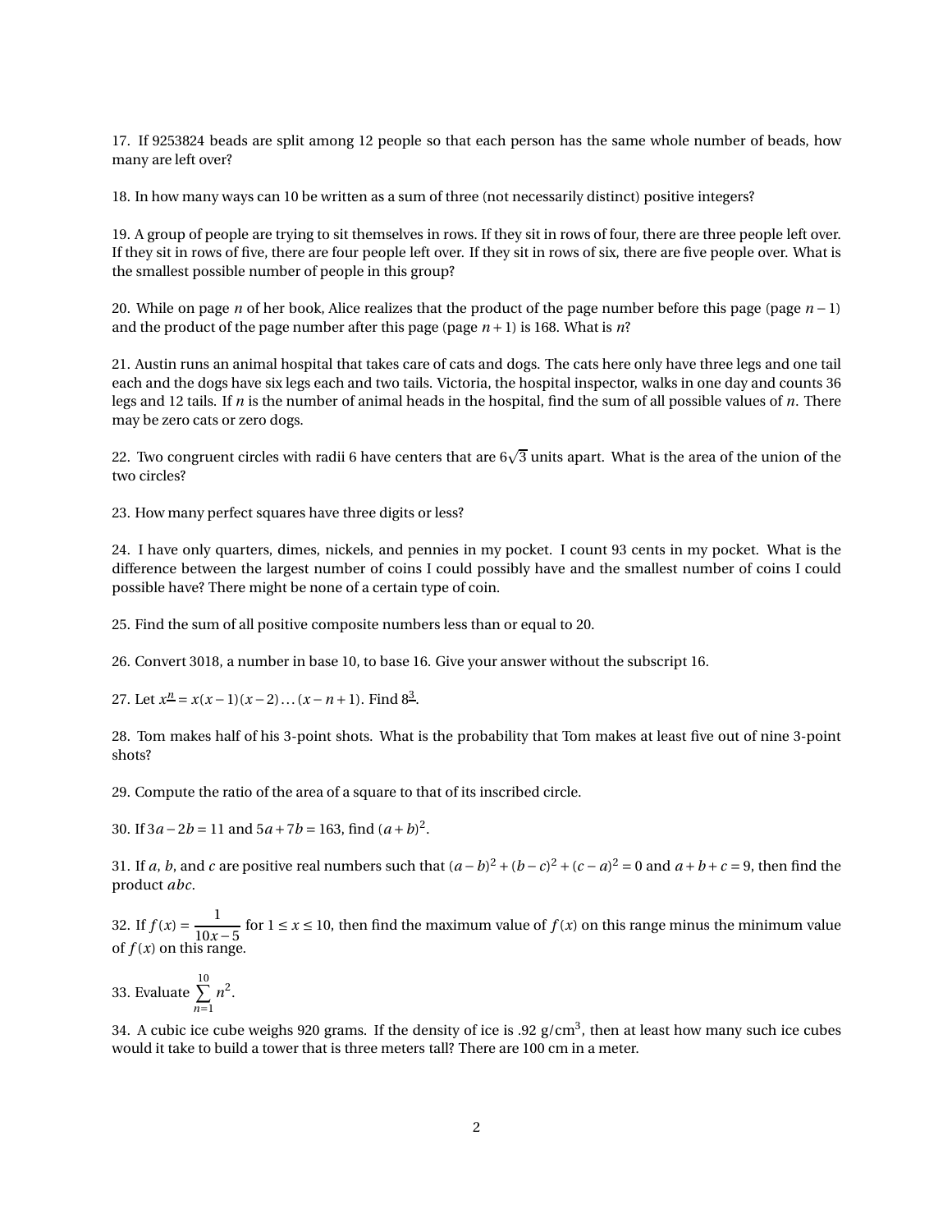17. If 9253824 beads are split among 12 people so that each person has the same whole number of beads, how many are left over?

18. In how many ways can 10 be written as a sum of three (not necessarily distinct) positive integers?

19. A group of people are trying to sit themselves in rows. If they sit in rows of four, there are three people left over. If they sit in rows of five, there are four people left over. If they sit in rows of six, there are five people over. What is the smallest possible number of people in this group?

20. While on page $n$ of her book, Alice realizes that the product of the page number before this page (page $n-1$) and the product of the page number after this page (page $n+1$) is 168. What is $n$?

21. Austin runs an animal hospital that takes care of cats and dogs. The cats here only have three legs and one tail each and the dogs have six legs each and two tails. Victoria, the hospital inspector, walks in one day and counts 36 legs and 12 tails. If $n$ is the number of animal heads in the hospital, find the sum of all possible values of $n$. There may be zero cats or zero dogs.

22. Two congruent circles with radii 6 have centers that are $6\sqrt{3}$ units apart. What is the area of the union of the two circles?

23. How many perfect squares have three digits or less?

24. I have only quarters, dimes, nickels, and pennies in my pocket. I count 93 cents in my pocket. What is the difference between the largest number of coins I could possibly have and the smallest number of coins I could possible have? There might be none of a certain type of coin.

25. Find the sum of all positive composite numbers less than or equal to 20.

26. Convert 3018, a number in base 10, to base 16. Give your answer without the subscript 16.

27. Let $x^{\underline{n}} = x(x-1)(x-2)\dots(x-n+1)$. Find $8^{\underline{3}}$.

28. Tom makes half of his 3-point shots. What is the probability that Tom makes at least five out of nine 3-point shots?

29. Compute the ratio of the area of a square to that of its inscribed circle.

30. If $3a-2b=11$ and $5a+7b=163$, find $(a+b)^2$.

31. If $a$, $b$, and $c$ are positive real numbers such that $(a-b)^2+(b-c)^2+(c-a)^2=0$ and $a+b+c=9$, then find the product $abc$.

32. If $f(x) = \dfrac{1}{10x-5}$ for $1 \le x \le 10$, then find the maximum value of $f(x)$ on this range minus the minimum value of $f(x)$ on this range.

33. Evaluate $\displaystyle\sum_{n=1}^{10} n^2$.

34. A cubic ice cube weighs 920 grams. If the density of ice is .92 g/cm$^3$, then at least how many such ice cubes would it take to build a tower that is three meters tall? There are 100 cm in a meter.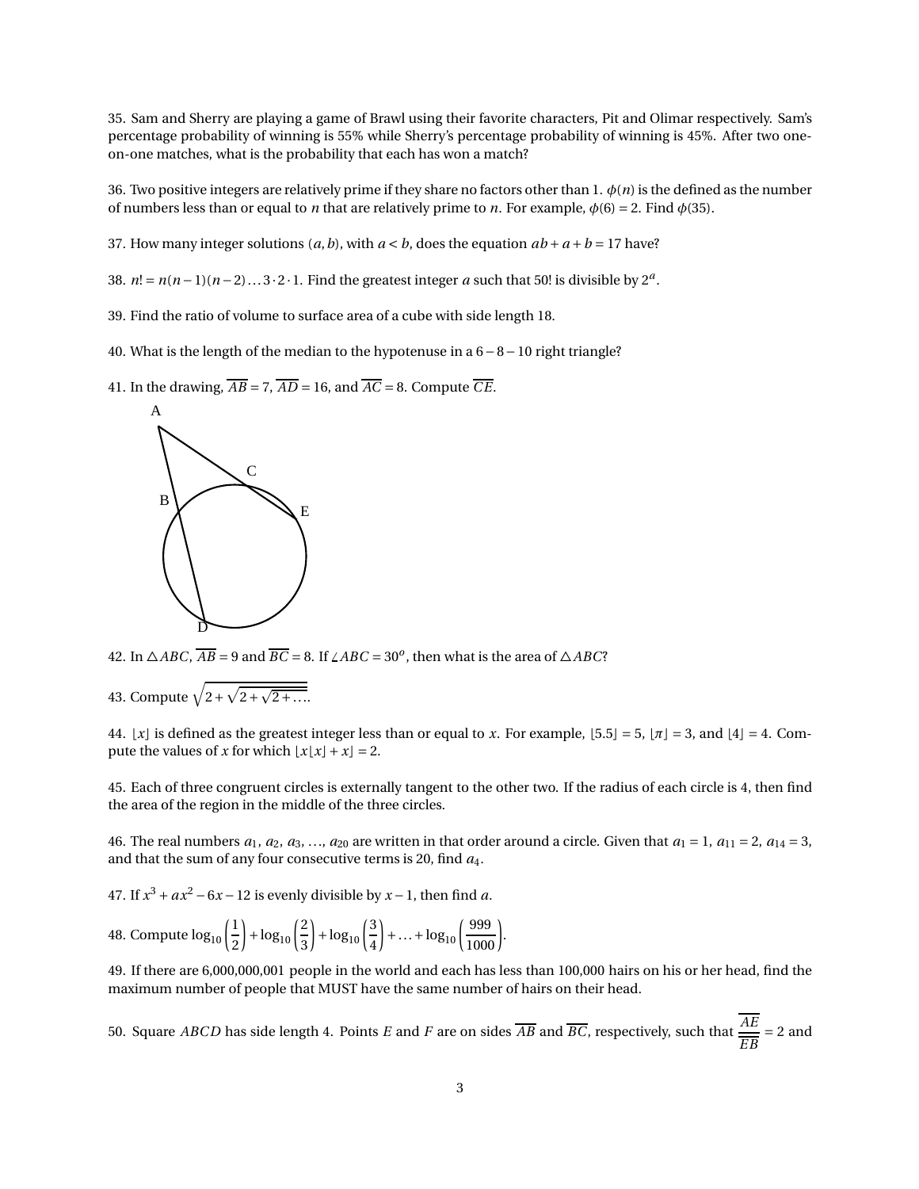35. Sam and Sherry are playing a game of Brawl using their favorite characters, Pit and Olimar respectively. Sam's percentage probability of winning is 55% while Sherry's percentage probability of winning is 45%. After two one-on-one matches, what is the probability that each has won a match?

36. Two positive integers are relatively prime if they share no factors other than 1. $\phi(n)$ is the defined as the number of numbers less than or equal to $n$ that are relatively prime to $n$. For example, $\phi(6) = 2$. Find $\phi(35)$.

37. How many integer solutions $(a, b)$, with $a < b$, does the equation $ab + a + b = 17$ have?

38. $n! = n(n-1)(n-2)\ldots 3 \cdot 2 \cdot 1$. Find the greatest integer $a$ such that $50!$ is divisible by $2^a$.

39. Find the ratio of volume to surface area of a cube with side length 18.

40. What is the length of the median to the hypotenuse in a $6-8-10$ right triangle?

41. In the drawing, $\overline{AB} = 7$, $\overline{AD} = 16$, and $\overline{AC} = 8$. Compute $\overline{CE}$.

42. In $\triangle ABC$, $\overline{AB} = 9$ and $\overline{BC} = 8$. If $\angle ABC = 30^o$, then what is the area of $\triangle ABC$?

43. Compute $\sqrt{2+\sqrt{2+\sqrt{2+\ldots}}}$.

44. $\lfloor x \rfloor$ is defined as the greatest integer less than or equal to $x$. For example, $\lfloor 5.5 \rfloor = 5$, $\lfloor \pi \rfloor = 3$, and $\lfloor 4 \rfloor = 4$. Compute the values of $x$ for which $\lfloor x\lfloor x \rfloor + x \rfloor = 2$.

45. Each of three congruent circles is externally tangent to the other two. If the radius of each circle is 4, then find the area of the region in the middle of the three circles.

46. The real numbers $a_1$, $a_2$, $a_3$, ..., $a_{20}$ are written in that order around a circle. Given that $a_1 = 1$, $a_{11} = 2$, $a_{14} = 3$, and that the sum of any four consecutive terms is 20, find $a_4$.

47. If $x^3 + ax^2 - 6x - 12$ is evenly divisible by $x - 1$, then find $a$.

48. Compute $\log_{10}\left(\frac{1}{2}\right) + \log_{10}\left(\frac{2}{3}\right) + \log_{10}\left(\frac{3}{4}\right) + \ldots + \log_{10}\left(\frac{999}{1000}\right)$.

49. If there are 6,000,000,001 people in the world and each has less than 100,000 hairs on his or her head, find the maximum number of people that MUST have the same number of hairs on their head.

50. Square $ABCD$ has side length 4. Points $E$ and $F$ are on sides $\overline{AB}$ and $\overline{BC}$, respectively, such that $\frac{\overline{AE}}{\overline{EB}} = 2$ and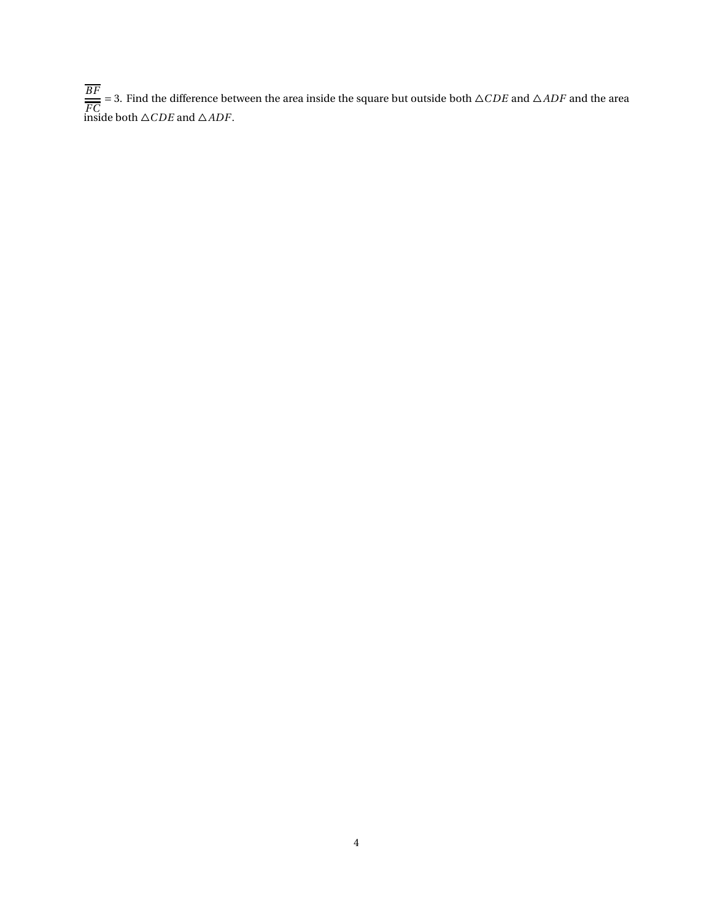$\frac{\overline{BF}}{\overline{FC}} = 3$. Find the difference between the area inside the square but outside both $\triangle CDE$ and $\triangle ADF$ and the area inside both $\triangle CDE$ and $\triangle ADF$.